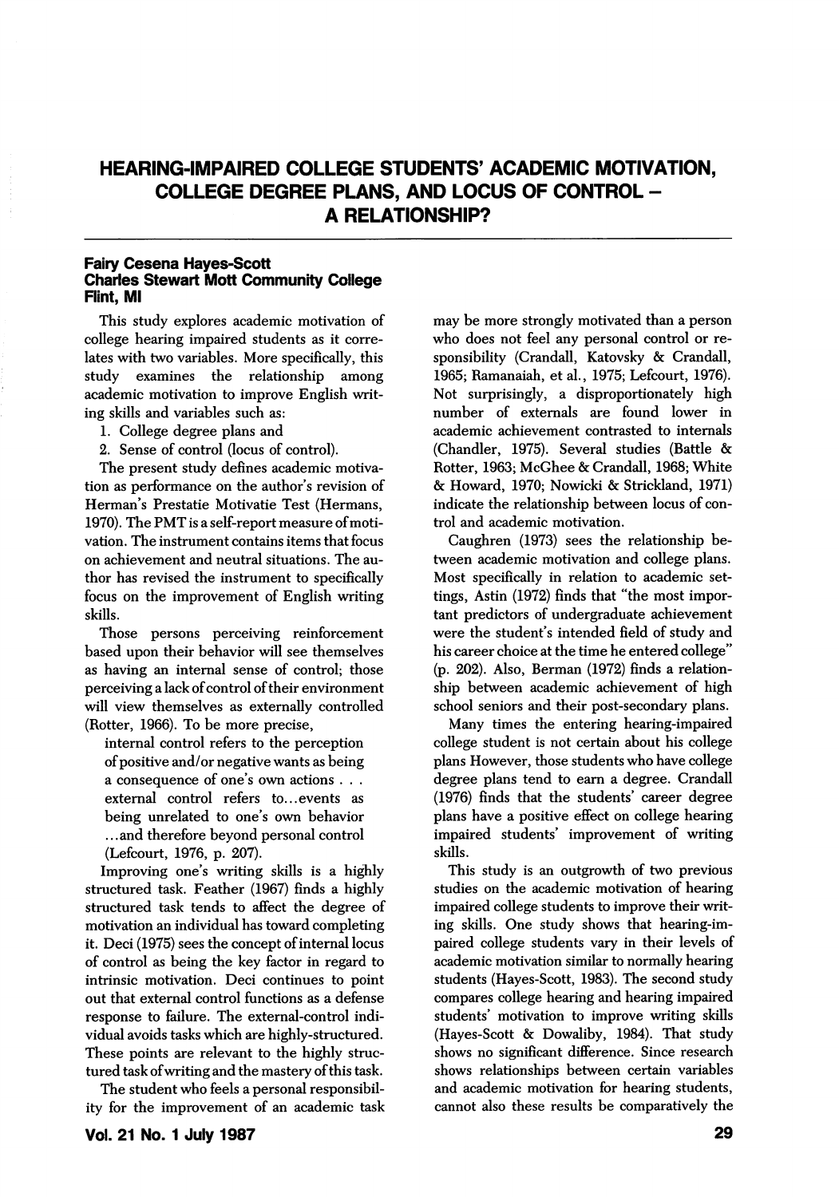# HEARING-IMPAIRED COLLEGE STUDENTS' ACADEMIC MOTIVATION, COLLEGE DEGREE PLANS, AND LOCUS OF CONTROL – A RELATIONSHIP?

**Fairy Cesena Hayes-Scott**
**Charles Stewart Mott Community College**
**Flint, MI**

This study explores academic motivation of college hearing impaired students as it correlates with two variables. More specifically, this study examines the relationship among academic motivation to improve English writing skills and variables such as:

1. College degree plans and
2. Sense of control (locus of control).

The present study defines academic motivation as performance on the author's revision of Herman's Prestatie Motivatie Test (Hermans, 1970). The PMT is a self-report measure of motivation. The instrument contains items that focus on achievement and neutral situations. The author has revised the instrument to specifically focus on the improvement of English writing skills.

Those persons perceiving reinforcement based upon their behavior will see themselves as having an internal sense of control; those perceiving a lack of control of their environment will view themselves as externally controlled (Rotter, 1966). To be more precise,

> internal control refers to the perception of positive and/or negative wants as being a consequence of one's own actions . . . external control refers to...events as being unrelated to one's own behavior ...and therefore beyond personal control (Lefcourt, 1976, p. 207).

Improving one's writing skills is a highly structured task. Feather (1967) finds a highly structured task tends to affect the degree of motivation an individual has toward completing it. Deci (1975) sees the concept of internal locus of control as being the key factor in regard to intrinsic motivation. Deci continues to point out that external control functions as a defense response to failure. The external-control individual avoids tasks which are highly-structured. These points are relevant to the highly structured task of writing and the mastery of this task.

The student who feels a personal responsibility for the improvement of an academic task may be more strongly motivated than a person who does not feel any personal control or responsibility (Crandall, Katovsky & Crandall, 1965; Ramanaiah, et al., 1975; Lefcourt, 1976). Not surprisingly, a disproportionately high number of externals are found lower in academic achievement contrasted to internals (Chandler, 1975). Several studies (Battle & Rotter, 1963; McGhee & Crandall, 1968; White & Howard, 1970; Nowicki & Strickland, 1971) indicate the relationship between locus of control and academic motivation.

Caughren (1973) sees the relationship between academic motivation and college plans. Most specifically in relation to academic settings, Astin (1972) finds that "the most important predictors of undergraduate achievement were the student's intended field of study and his career choice at the time he entered college" (p. 202). Also, Berman (1972) finds a relationship between academic achievement of high school seniors and their post-secondary plans.

Many times the entering hearing-impaired college student is not certain about his college plans However, those students who have college degree plans tend to earn a degree. Crandall (1976) finds that the students' career degree plans have a positive effect on college hearing impaired students' improvement of writing skills.

This study is an outgrowth of two previous studies on the academic motivation of hearing impaired college students to improve their writing skills. One study shows that hearing-impaired college students vary in their levels of academic motivation similar to normally hearing students (Hayes-Scott, 1983). The second study compares college hearing and hearing impaired students' motivation to improve writing skills (Hayes-Scott & Dowaliby, 1984). That study shows no significant difference. Since research shows relationships between certain variables and academic motivation for hearing students, cannot also these results be comparatively the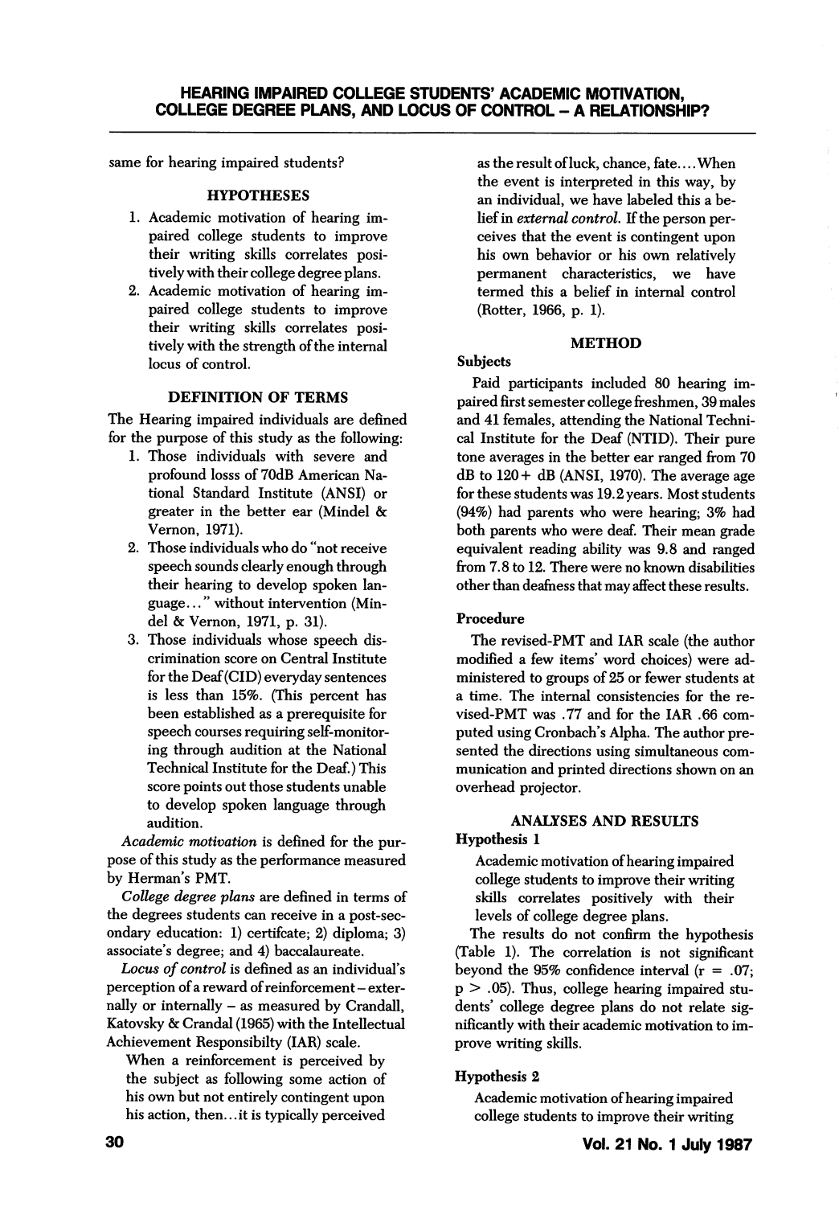same for hearing impaired students?

## HYPOTHESES

1. Academic motivation of hearing impaired college students to improve their writing skills correlates positively with their college degree plans.
2. Academic motivation of hearing impaired college students to improve their writing skills correlates positively with the strength of the internal locus of control.

## DEFINITION OF TERMS

The Hearing impaired individuals are defined for the purpose of this study as the following:

1. Those individuals with severe and profound losss of 70dB American National Standard Institute (ANSI) or greater in the better ear (Mindel & Vernon, 1971).
2. Those individuals who do "not receive speech sounds clearly enough through their hearing to develop spoken language..." without intervention (Mindel & Vernon, 1971, p. 31).
3. Those individuals whose speech discrimination score on Central Institute for the Deaf (CID) everyday sentences is less than 15%. (This percent has been established as a prerequisite for speech courses requiring self-monitoring through audition at the National Technical Institute for the Deaf.) This score points out those students unable to develop spoken language through audition.

*Academic motivation* is defined for the purpose of this study as the performance measured by Herman's PMT.

*College degree plans* are defined in terms of the degrees students can receive in a post-secondary education: 1) certifcate; 2) diploma; 3) associate's degree; and 4) baccalaureate.

*Locus of control* is defined as an individual's perception of a reward of reinforcement – externally or internally – as measured by Crandall, Katovsky & Crandal (1965) with the Intellectual Achievement Responsibilty (IAR) scale.

> When a reinforcement is perceived by the subject as following some action of his own but not entirely contingent upon his action, then...it is typically perceived as the result of luck, chance, fate.... When the event is interpreted in this way, by an individual, we have labeled this a belief in *external control.* If the person perceives that the event is contingent upon his own behavior or his own relatively permanent characteristics, we have termed this a belief in internal control (Rotter, 1966, p. 1).

## METHOD

### Subjects

Paid participants included 80 hearing impaired first semester college freshmen, 39 males and 41 females, attending the National Technical Institute for the Deaf (NTID). Their pure tone averages in the better ear ranged from 70 dB to 120+ dB (ANSI, 1970). The average age for these students was 19.2 years. Most students (94%) had parents who were hearing; 3% had both parents who were deaf. Their mean grade equivalent reading ability was 9.8 and ranged from 7.8 to 12. There were no known disabilities other than deafness that may affect these results.

### Procedure

The revised-PMT and IAR scale (the author modified a few items' word choices) were administered to groups of 25 or fewer students at a time. The internal consistencies for the revised-PMT was .77 and for the IAR .66 computed using Cronbach's Alpha. The author presented the directions using simultaneous communication and printed directions shown on an overhead projector.

## ANALYSES AND RESULTS

### Hypothesis 1

> Academic motivation of hearing impaired college students to improve their writing skills correlates positively with their levels of college degree plans.

The results do not confirm the hypothesis (Table 1). The correlation is not significant beyond the 95% confidence interval ($r = .07$; $p > .05$). Thus, college hearing impaired students' college degree plans do not relate significantly with their academic motivation to improve writing skills.

### Hypothesis 2

> Academic motivation of hearing impaired college students to improve their writing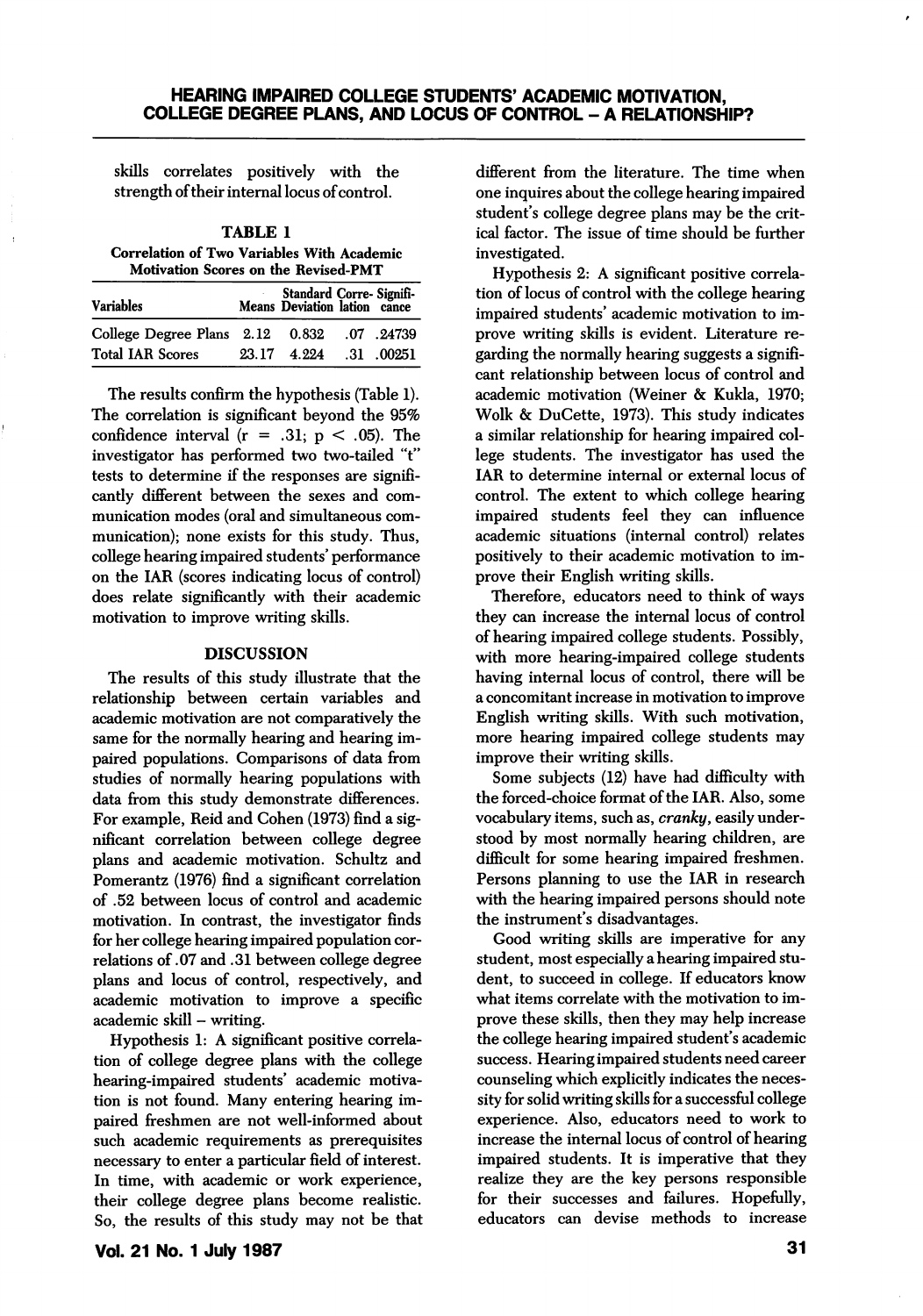skills correlates positively with the strength of their internal locus of control.

**TABLE 1**
**Correlation of Two Variables With Academic Motivation Scores on the Revised-PMT**

| Variables | Means | Standard Deviation | Correlation | Significance |
|---|---|---|---|---|
| College Degree Plans | 2.12 | 0.832 | .07 | .24739 |
| Total IAR Scores | 23.17 | 4.224 | .31 | .00251 |

The results confirm the hypothesis (Table 1). The correlation is significant beyond the 95% confidence interval ($r = .31$; $p < .05$). The investigator has performed two two-tailed "t" tests to determine if the responses are significantly different between the sexes and communication modes (oral and simultaneous communication); none exists for this study. Thus, college hearing impaired students' performance on the IAR (scores indicating locus of control) does relate significantly with their academic motivation to improve writing skills.

## DISCUSSION

The results of this study illustrate that the relationship between certain variables and academic motivation are not comparatively the same for the normally hearing and hearing impaired populations. Comparisons of data from studies of normally hearing populations with data from this study demonstrate differences. For example, Reid and Cohen (1973) find a significant correlation between college degree plans and academic motivation. Schultz and Pomerantz (1976) find a significant correlation of .52 between locus of control and academic motivation. In contrast, the investigator finds for her college hearing impaired population correlations of .07 and .31 between college degree plans and locus of control, respectively, and academic motivation to improve a specific academic skill – writing.

Hypothesis 1: A significant positive correlation of college degree plans with the college hearing-impaired students' academic motivation is not found. Many entering hearing impaired freshmen are not well-informed about such academic requirements as prerequisites necessary to enter a particular field of interest. In time, with academic or work experience, their college degree plans become realistic. So, the results of this study may not be that different from the literature. The time when one inquires about the college hearing impaired student's college degree plans may be the critical factor. The issue of time should be further investigated.

Hypothesis 2: A significant positive correlation of locus of control with the college hearing impaired students' academic motivation to improve writing skills is evident. Literature regarding the normally hearing suggests a significant relationship between locus of control and academic motivation (Weiner & Kukla, 1970; Wolk & DuCette, 1973). This study indicates a similar relationship for hearing impaired college students. The investigator has used the IAR to determine internal or external locus of control. The extent to which college hearing impaired students feel they can influence academic situations (internal control) relates positively to their academic motivation to improve their English writing skills.

Therefore, educators need to think of ways they can increase the internal locus of control of hearing impaired college students. Possibly, with more hearing-impaired college students having internal locus of control, there will be a concomitant increase in motivation to improve English writing skills. With such motivation, more hearing impaired college students may improve their writing skills.

Some subjects (12) have had difficulty with the forced-choice format of the IAR. Also, some vocabulary items, such as, *cranky*, easily understood by most normally hearing children, are difficult for some hearing impaired freshmen. Persons planning to use the IAR in research with the hearing impaired persons should note the instrument's disadvantages.

Good writing skills are imperative for any student, most especially a hearing impaired student, to succeed in college. If educators know what items correlate with the motivation to improve these skills, then they may help increase the college hearing impaired student's academic success. Hearing impaired students need career counseling which explicitly indicates the necessity for solid writing skills for a successful college experience. Also, educators need to work to increase the internal locus of control of hearing impaired students. It is imperative that they realize they are the key persons responsible for their successes and failures. Hopefully, educators can devise methods to increase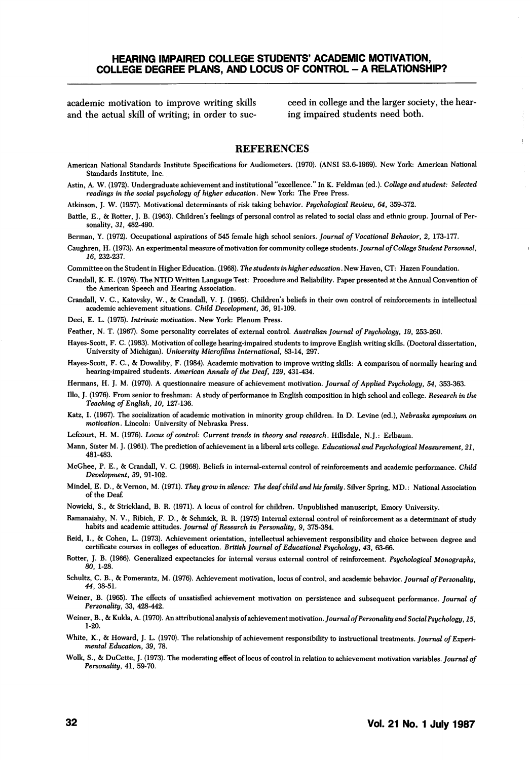academic motivation to improve writing skills and the actual skill of writing; in order to succeed in college and the larger society, the hearing impaired students need both.

## REFERENCES

American National Standards Institute Specifications for Audiometers. (1970). (ANSI S3.6-1969). New York: American National Standards Institute, Inc.

Astin, A. W. (1972). Undergraduate achievement and institutional "excellence." In K. Feldman (ed.). *College and student: Selected readings in the social psychology of higher education*. New York: The Free Press.

Atkinson, J. W. (1957). Motivational determinants of risk taking behavior. *Psychological Review, 64*, 359-372.

Battle, E., & Rotter, J. B. (1963). Children's feelings of personal control as related to social class and ethnic group. Journal of Personality, *31*, 482-490.

Berman, Y. (1972). Occupational aspirations of 545 female high school seniors. *Journal of Vocational Behavior, 2*, 173-177.

Caughren, H. (1973). An experimental measure of motivation for community college students. *Journal of College Student Personnel, 16*, 232-237.

Committee on the Student in Higher Education. (1968). *The students in higher education*. New Haven, CT: Hazen Foundation.

Crandall, K. E. (1976). The NTID Written Langauge Test: Procedure and Reliability. Paper presented at the Annual Convention of the American Speech and Hearing Association.

Crandall, V. C., Katovsky, W., & Crandall, V. J. (1965). Children's beliefs in their own control of reinforcements in intellectual academic achievement situations. *Child Development, 36*, 91-109.

Deci, E. L. (1975). *Intrinsic motivation*. New York: Plenum Press.

Feather, N. T. (1967). Some personality correlates of external control. *Australian Journal of Psychology, 19*, 253-260.

Hayes-Scott, F. C. (1983). Motivation of college hearing-impaired students to improve English writing skills. (Doctoral dissertation, University of Michigan). *University Microfilms International*, 83-14, 297.

Hayes-Scott, F. C., & Dowaliby, F. (1984). Academic motivation to improve writing skills: A comparison of normally hearing and hearing-impaired students. *American Annals of the Deaf, 129*, 431-434.

Hermans, H. J. M. (1970). A questionnaire measure of achievement motivation. *Journal of Applied Psychology, 54*, 353-363.

Illo, J. (1976). From senior to freshman: A study of performance in English composition in high school and college. *Research in the Teaching of English, 10*, 127-136.

Katz, I. (1967). The socialization of academic motivation in minority group children. In D. Levine (ed.), *Nebraska symposium on motivation*. Lincoln: University of Nebraska Press.

Lefcourt, H. M. (1976). *Locus of control: Current trends in theory and research*. Hillsdale, N.J.: Erlbaum.

Mann, Sister M. J. (1961). The prediction of achievement in a liberal arts college. *Educational and Psychological Measurement, 21*, 481-483.

McGhee, P. E., & Crandall, V. C. (1968). Beliefs in internal-external control of reinforcements and academic performance. *Child Development, 39*, 91-102.

Mindel, E. D., & Vernon, M. (1971). *They grow in silence: The deaf child and his family*. Silver Spring, MD.: National Association of the Deaf.

Nowicki, S., & Strickland, B. R. (1971). A locus of control for children. Unpublished manuscript, Emory University.

Ramanaiahy, N. V., Ribich, F. D., & Schmick, R. R. (1975) Internal external control of reinforcement as a determinant of study habits and academic attitudes. *Journal of Research in Personality, 9*, 375-384.

Reid, I., & Cohen, L. (1973). Achievement orientation, intellectual achievement responsibility and choice between degree and certificate courses in colleges of education. *British Journal of Educational Psychology, 43*, 63-66.

Rotter, J. B. (1966). Generalized expectancies for internal versus external control of reinforcement. *Psychological Monographs, 80*, 1-28.

Schultz, C. B., & Pomerantz, M. (1976). Achievement motivation, locus of control, and academic behavior. *Journal of Personality, 44*, 38-51.

Weiner, B. (1965). The effects of unsatisfied achievement motivation on persistence and subsequent performance. *Journal of Personality*, 33, 428-442.

Weiner, B., & Kukla, A. (1970). An attributional analysis of achievement motivation. *Journal of Personality and Social Psychology, 15*, 1-20.

White, K., & Howard, J. L. (1970). The relationship of achievement responsibility to instructional treatments. *Journal of Experimental Education, 39*, 78.

Wolk, S., & DuCette, J. (1973). The moderating effect of locus of control in relation to achievement motivation variables. *Journal of Personality*, 41, 59-70.